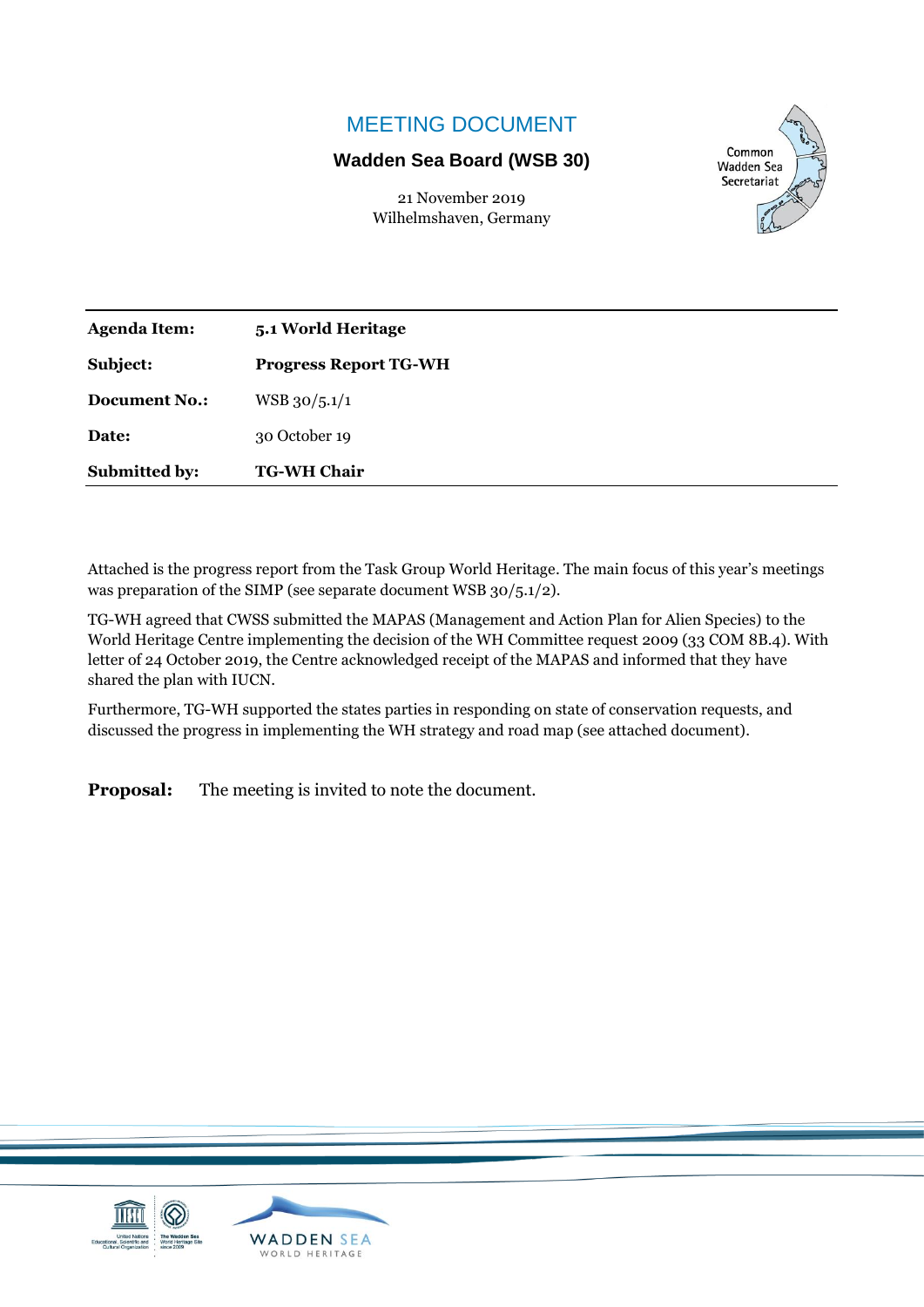# MEETING DOCUMENT

**Wadden Sea Board (WSB 30)**

21 November 2019
Wilhelmshaven, Germany

Common Wadden Sea Secretariat

| | |
|---|---|
| **Agenda Item:** | **5.1 World Heritage** |
| **Subject:** | **Progress Report TG-WH** |
| **Document No.:** | WSB 30/5.1/1 |
| **Date:** | 30 October 19 |
| **Submitted by:** | **TG-WH Chair** |

Attached is the progress report from the Task Group World Heritage. The main focus of this year's meetings was preparation of the SIMP (see separate document WSB 30/5.1/2).

TG-WH agreed that CWSS submitted the MAPAS (Management and Action Plan for Alien Species) to the World Heritage Centre implementing the decision of the WH Committee request 2009 (33 COM 8B.4). With letter of 24 October 2019, the Centre acknowledged receipt of the MAPAS and informed that they have shared the plan with IUCN.

Furthermore, TG-WH supported the states parties in responding on state of conservation requests, and discussed the progress in implementing the WH strategy and road map (see attached document).

**Proposal:** The meeting is invited to note the document.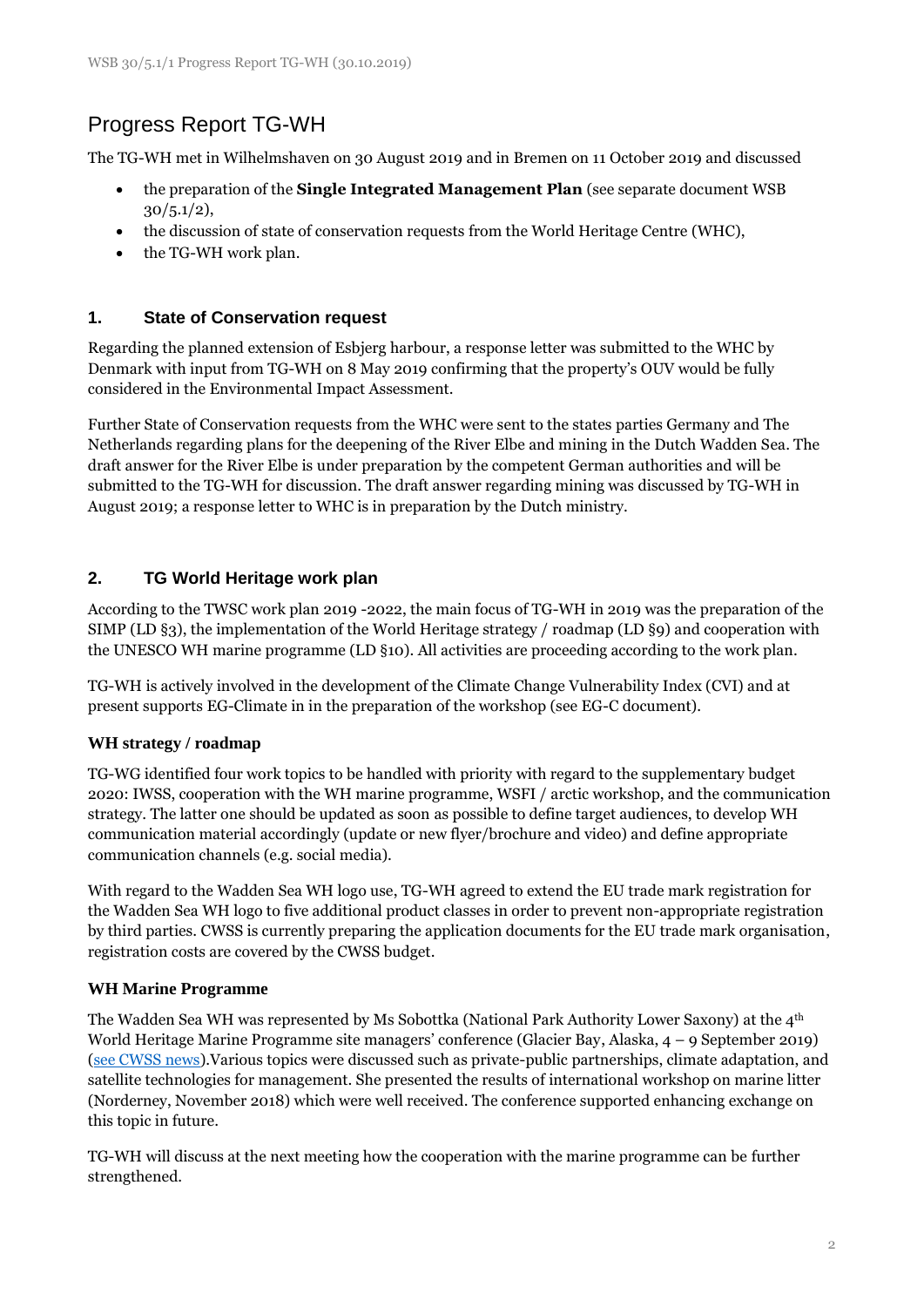# Progress Report TG-WH

The TG-WH met in Wilhelmshaven on 30 August 2019 and in Bremen on 11 October 2019 and discussed

- the preparation of the **Single Integrated Management Plan** (see separate document WSB 30/5.1/2),
- the discussion of state of conservation requests from the World Heritage Centre (WHC),
- the TG-WH work plan.

## 1. State of Conservation request

Regarding the planned extension of Esbjerg harbour, a response letter was submitted to the WHC by Denmark with input from TG-WH on 8 May 2019 confirming that the property's OUV would be fully considered in the Environmental Impact Assessment.

Further State of Conservation requests from the WHC were sent to the states parties Germany and The Netherlands regarding plans for the deepening of the River Elbe and mining in the Dutch Wadden Sea. The draft answer for the River Elbe is under preparation by the competent German authorities and will be submitted to the TG-WH for discussion. The draft answer regarding mining was discussed by TG-WH in August 2019; a response letter to WHC is in preparation by the Dutch ministry.

## 2. TG World Heritage work plan

According to the TWSC work plan 2019 -2022, the main focus of TG-WH in 2019 was the preparation of the SIMP (LD §3), the implementation of the World Heritage strategy / roadmap (LD §9) and cooperation with the UNESCO WH marine programme (LD §10). All activities are proceeding according to the work plan.

TG-WH is actively involved in the development of the Climate Change Vulnerability Index (CVI) and at present supports EG-Climate in in the preparation of the workshop (see EG-C document).

### WH strategy / roadmap

TG-WG identified four work topics to be handled with priority with regard to the supplementary budget 2020: IWSS, cooperation with the WH marine programme, WSFI / arctic workshop, and the communication strategy. The latter one should be updated as soon as possible to define target audiences, to develop WH communication material accordingly (update or new flyer/brochure and video) and define appropriate communication channels (e.g. social media).

With regard to the Wadden Sea WH logo use, TG-WH agreed to extend the EU trade mark registration for the Wadden Sea WH logo to five additional product classes in order to prevent non-appropriate registration by third parties. CWSS is currently preparing the application documents for the EU trade mark organisation, registration costs are covered by the CWSS budget.

### WH Marine Programme

The Wadden Sea WH was represented by Ms Sobottka (National Park Authority Lower Saxony) at the 4th World Heritage Marine Programme site managers' conference (Glacier Bay, Alaska, 4 – 9 September 2019) (see CWSS news).Various topics were discussed such as private-public partnerships, climate adaptation, and satellite technologies for management. She presented the results of international workshop on marine litter (Norderney, November 2018) which were well received. The conference supported enhancing exchange on this topic in future.

TG-WH will discuss at the next meeting how the cooperation with the marine programme can be further strengthened.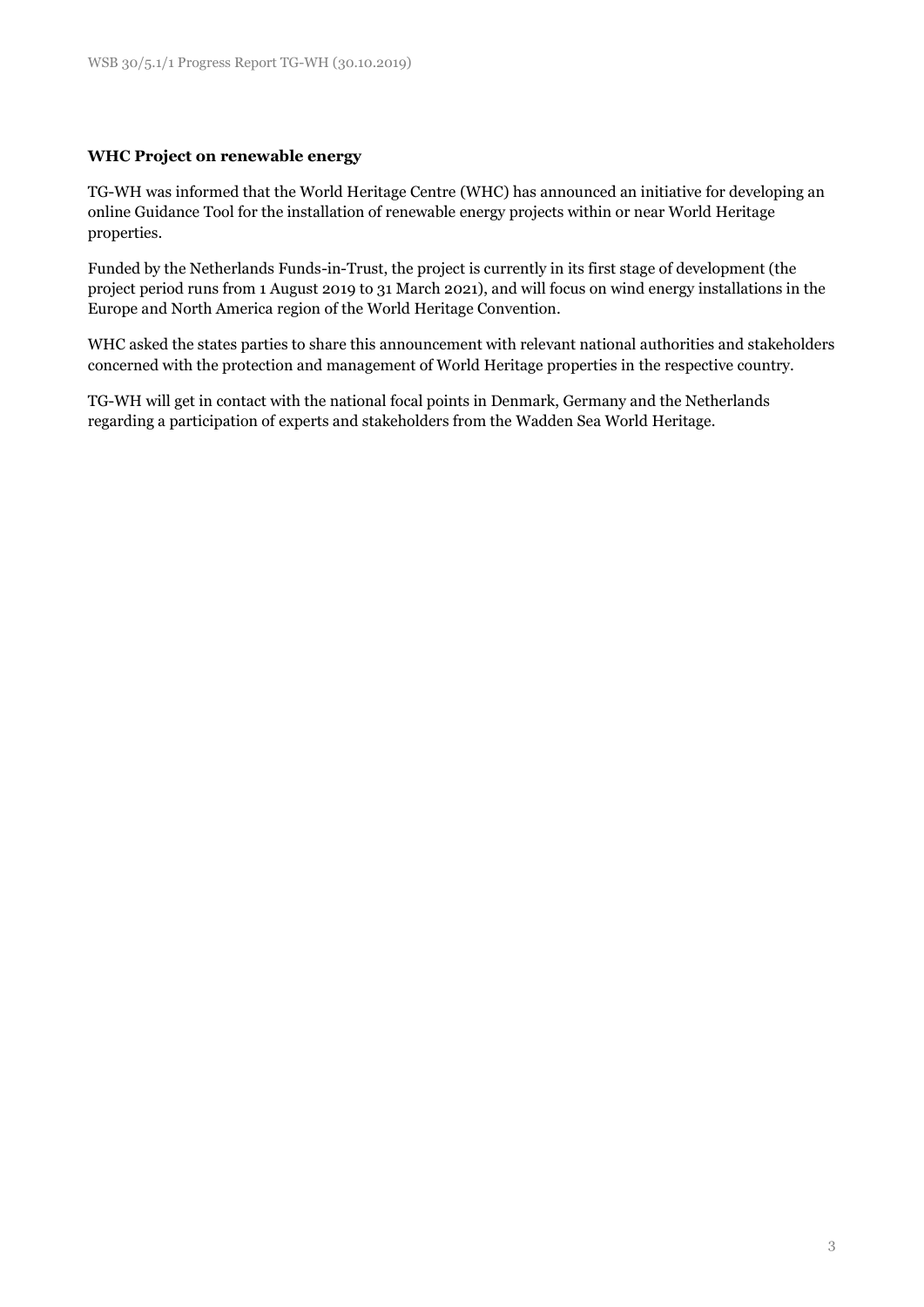**WHC Project on renewable energy**

TG-WH was informed that the World Heritage Centre (WHC) has announced an initiative for developing an online Guidance Tool for the installation of renewable energy projects within or near World Heritage properties.

Funded by the Netherlands Funds-in-Trust, the project is currently in its first stage of development (the project period runs from 1 August 2019 to 31 March 2021), and will focus on wind energy installations in the Europe and North America region of the World Heritage Convention.

WHC asked the states parties to share this announcement with relevant national authorities and stakeholders concerned with the protection and management of World Heritage properties in the respective country.

TG-WH will get in contact with the national focal points in Denmark, Germany and the Netherlands regarding a participation of experts and stakeholders from the Wadden Sea World Heritage.